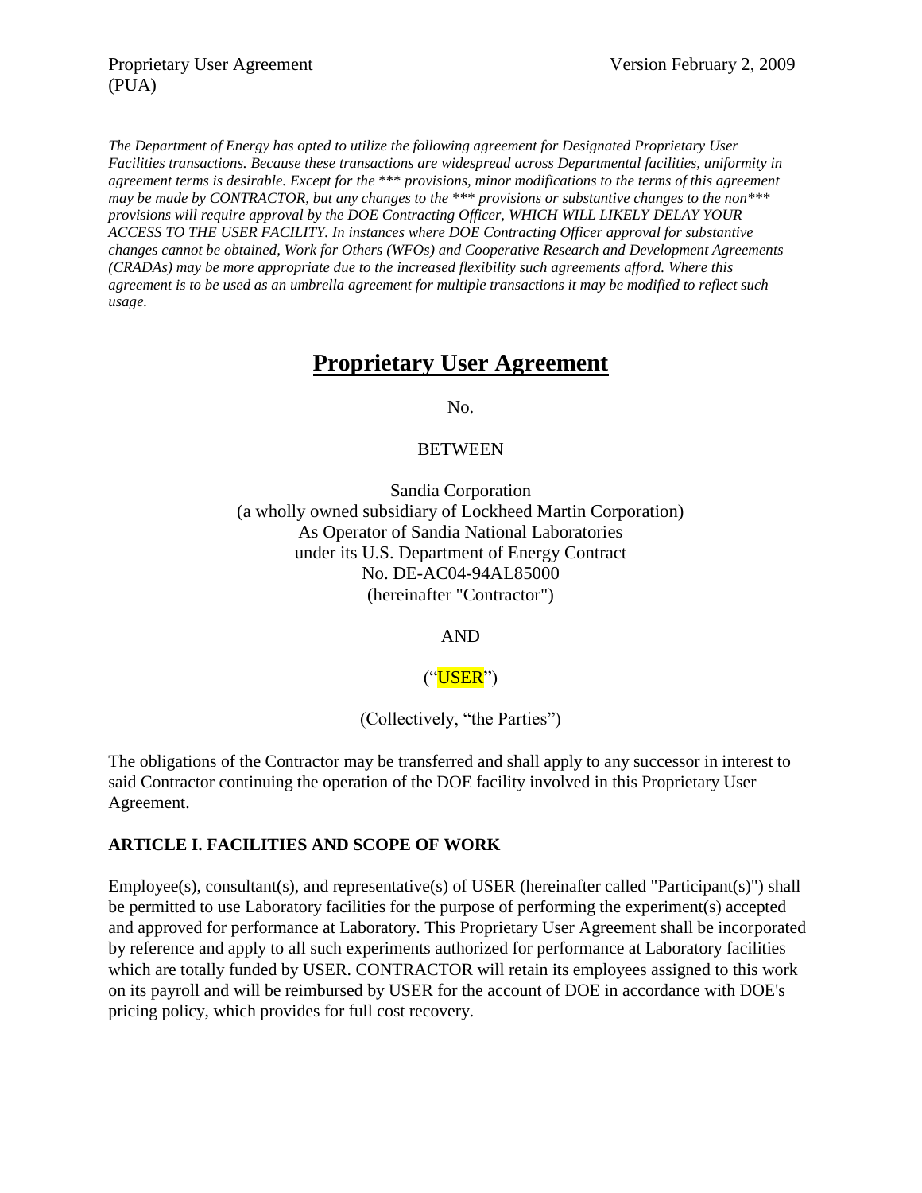Proprietary User Agreement (PUA) — Version February 2, 2009

*The Department of Energy has opted to utilize the following agreement for Designated Proprietary User Facilities transactions. Because these transactions are widespread across Departmental facilities, uniformity in agreement terms is desirable. Except for the *** provisions, minor modifications to the terms of this agreement may be made by CONTRACTOR, but any changes to the *** provisions or substantive changes to the non*** provisions will require approval by the DOE Contracting Officer, WHICH WILL LIKELY DELAY YOUR ACCESS TO THE USER FACILITY. In instances where DOE Contracting Officer approval for substantive changes cannot be obtained, Work for Others (WFOs) and Cooperative Research and Development Agreements (CRADAs) may be more appropriate due to the increased flexibility such agreements afford. Where this agreement is to be used as an umbrella agreement for multiple transactions it may be modified to reflect such usage.*

# Proprietary User Agreement

No.

BETWEEN

Sandia Corporation
(a wholly owned subsidiary of Lockheed Martin Corporation)
As Operator of Sandia National Laboratories
under its U.S. Department of Energy Contract
No. DE-AC04-94AL85000
(hereinafter "Contractor")

AND

("USER")

(Collectively, "the Parties")

The obligations of the Contractor may be transferred and shall apply to any successor in interest to said Contractor continuing the operation of the DOE facility involved in this Proprietary User Agreement.

## ARTICLE I. FACILITIES AND SCOPE OF WORK

Employee(s), consultant(s), and representative(s) of USER (hereinafter called "Participant(s)") shall be permitted to use Laboratory facilities for the purpose of performing the experiment(s) accepted and approved for performance at Laboratory. This Proprietary User Agreement shall be incorporated by reference and apply to all such experiments authorized for performance at Laboratory facilities which are totally funded by USER. CONTRACTOR will retain its employees assigned to this work on its payroll and will be reimbursed by USER for the account of DOE in accordance with DOE's pricing policy, which provides for full cost recovery.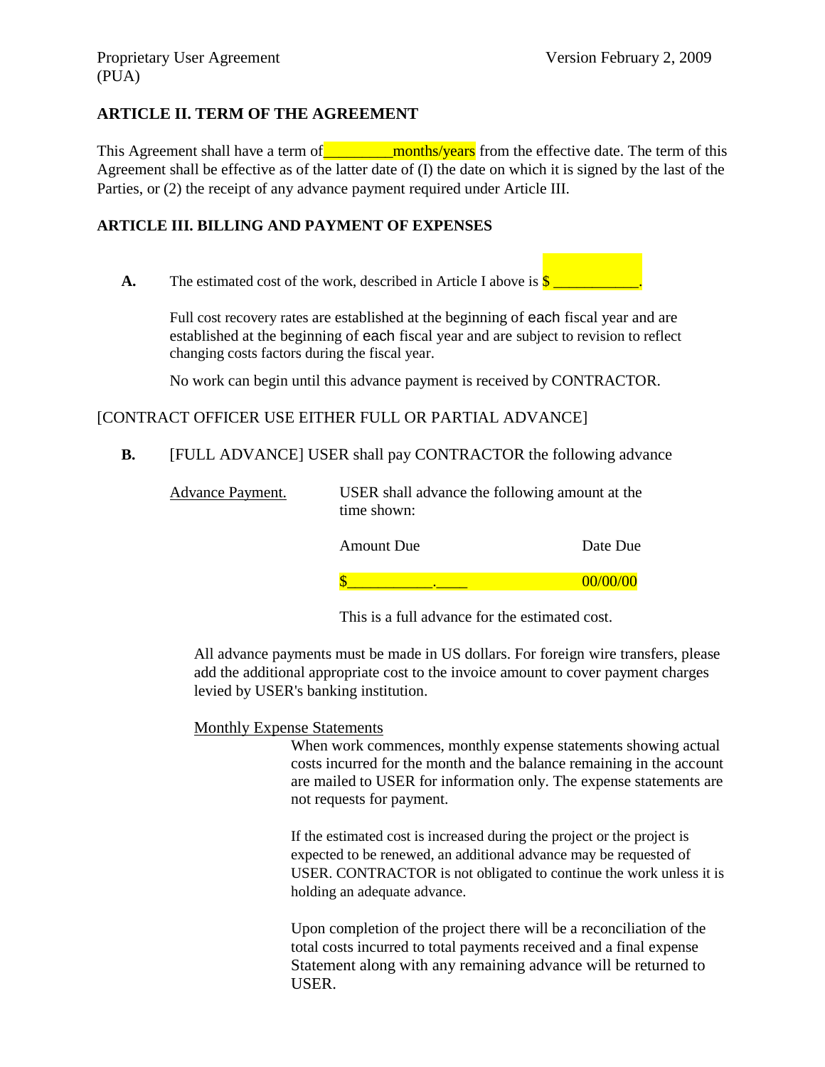## ARTICLE II. TERM OF THE AGREEMENT

This Agreement shall have a term of_________months/years from the effective date. The term of this Agreement shall be effective as of the latter date of (I) the date on which it is signed by the last of the Parties, or (2) the receipt of any advance payment required under Article III.

## ARTICLE III. BILLING AND PAYMENT OF EXPENSES

**A.** The estimated cost of the work, described in Article I above is $ ___________.

Full cost recovery rates are established at the beginning of each fiscal year and are established at the beginning of each fiscal year and are subject to revision to reflect changing costs factors during the fiscal year.

No work can begin until this advance payment is received by CONTRACTOR.

[CONTRACT OFFICER USE EITHER FULL OR PARTIAL ADVANCE]

**B.** [FULL ADVANCE] USER shall pay CONTRACTOR the following advance

Advance Payment. USER shall advance the following amount at the time shown:

| Amount Due | Date Due |
|---|---|
| $___________.____ | 00/00/00 |

This is a full advance for the estimated cost.

All advance payments must be made in US dollars. For foreign wire transfers, please add the additional appropriate cost to the invoice amount to cover payment charges levied by USER's banking institution.

Monthly Expense Statements

When work commences, monthly expense statements showing actual costs incurred for the month and the balance remaining in the account are mailed to USER for information only. The expense statements are not requests for payment.

If the estimated cost is increased during the project or the project is expected to be renewed, an additional advance may be requested of USER. CONTRACTOR is not obligated to continue the work unless it is holding an adequate advance.

Upon completion of the project there will be a reconciliation of the total costs incurred to total payments received and a final expense Statement along with any remaining advance will be returned to USER.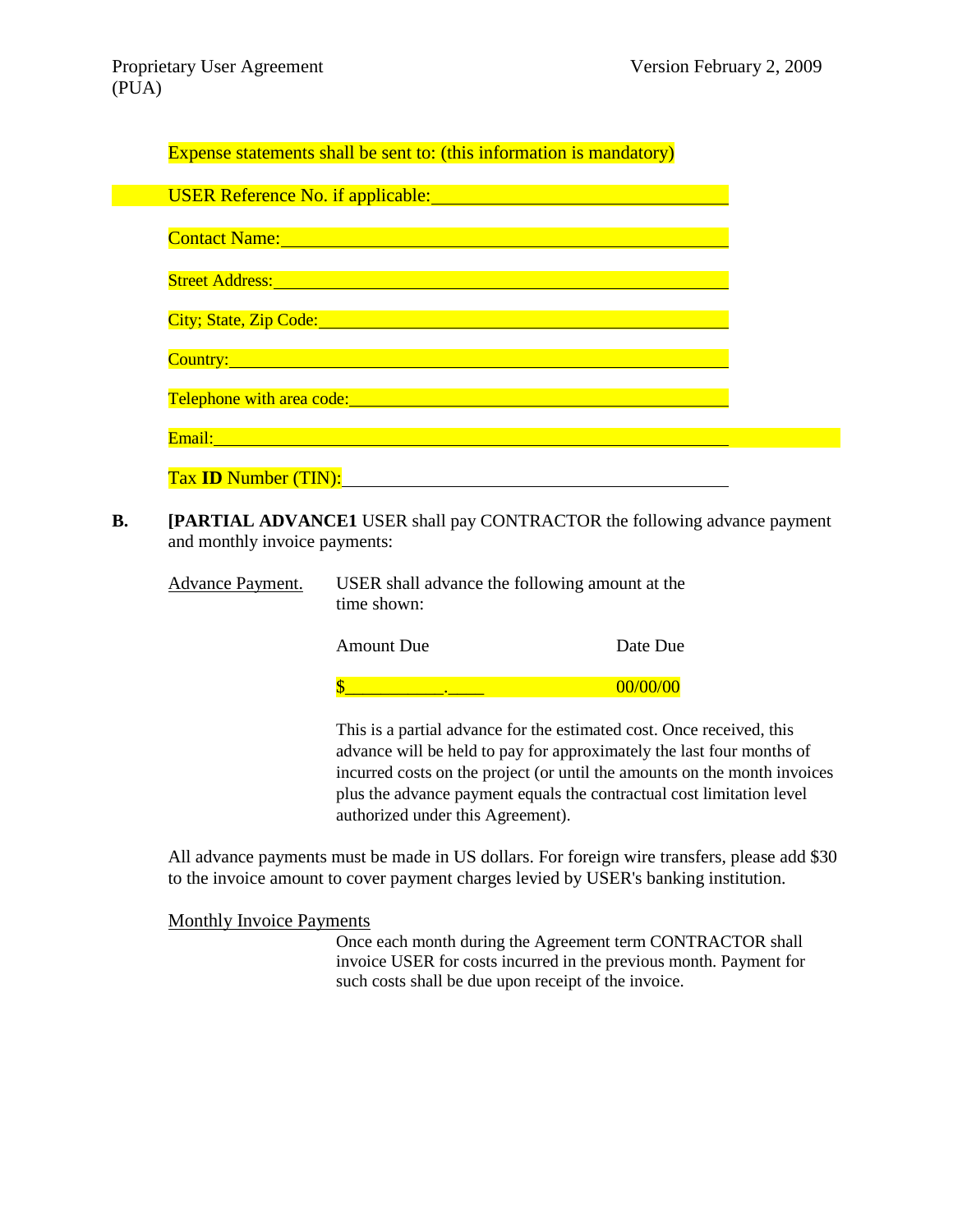Expense statements shall be sent to: (this information is mandatory)

USER Reference No. if applicable:________________________________

Contact Name:________________________________________________

Street Address:_______________________________________________

City; State, Zip Code:__________________________________________

Country:_____________________________________________________

Telephone with area code:_______________________________________

Email:_______________________________________________________

Tax **ID** Number (TIN):________________________________________

**B.** **[PARTIAL ADVANCE1** USER shall pay CONTRACTOR the following advance payment and monthly invoice payments:

Advance Payment. USER shall advance the following amount at the time shown:

| Amount Due | Date Due |
| --- | --- |
| $___________.____ | 00/00/00 |

This is a partial advance for the estimated cost. Once received, this advance will be held to pay for approximately the last four months of incurred costs on the project (or until the amounts on the month invoices plus the advance payment equals the contractual cost limitation level authorized under this Agreement).

All advance payments must be made in US dollars. For foreign wire transfers, please add $30 to the invoice amount to cover payment charges levied by USER's banking institution.

Monthly Invoice Payments

Once each month during the Agreement term CONTRACTOR shall invoice USER for costs incurred in the previous month. Payment for such costs shall be due upon receipt of the invoice.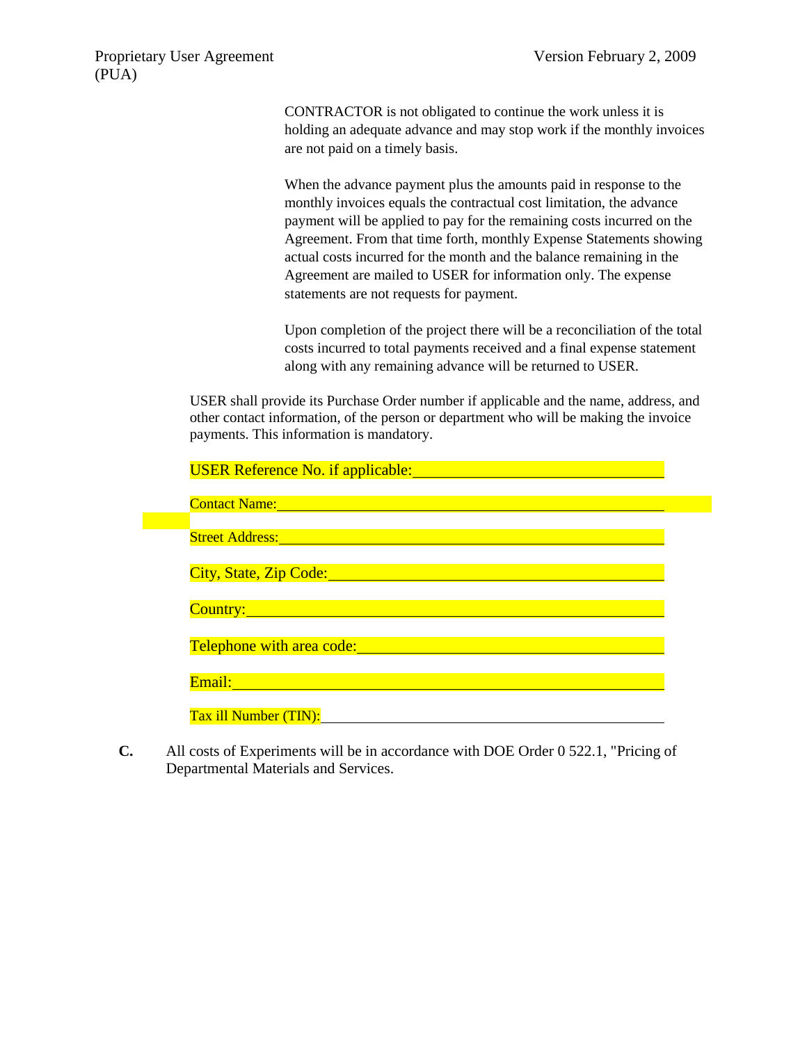CONTRACTOR is not obligated to continue the work unless it is holding an adequate advance and may stop work if the monthly invoices are not paid on a timely basis.

When the advance payment plus the amounts paid in response to the monthly invoices equals the contractual cost limitation, the advance payment will be applied to pay for the remaining costs incurred on the Agreement. From that time forth, monthly Expense Statements showing actual costs incurred for the month and the balance remaining in the Agreement are mailed to USER for information only. The expense statements are not requests for payment.

Upon completion of the project there will be a reconciliation of the total costs incurred to total payments received and a final expense statement along with any remaining advance will be returned to USER.

USER shall provide its Purchase Order number if applicable and the name, address, and other contact information, of the person or department who will be making the invoice payments. This information is mandatory.

USER Reference No. if applicable:\_\_\_\_\_\_\_\_\_\_\_\_\_\_\_\_\_\_\_\_\_\_\_\_\_\_\_\_\_\_

Contact Name:\_\_\_\_\_\_\_\_\_\_\_\_\_\_\_\_\_\_\_\_\_\_\_\_\_\_\_\_\_\_\_\_\_\_\_\_\_\_\_\_\_\_\_\_

Street Address:\_\_\_\_\_\_\_\_\_\_\_\_\_\_\_\_\_\_\_\_\_\_\_\_\_\_\_\_\_\_\_\_\_\_\_\_\_\_\_\_\_\_\_

City, State, Zip Code:\_\_\_\_\_\_\_\_\_\_\_\_\_\_\_\_\_\_\_\_\_\_\_\_\_\_\_\_\_\_\_\_\_\_\_\_\_

Country:\_\_\_\_\_\_\_\_\_\_\_\_\_\_\_\_\_\_\_\_\_\_\_\_\_\_\_\_\_\_\_\_\_\_\_\_\_\_\_\_\_\_\_\_\_\_\_\_

Telephone with area code:\_\_\_\_\_\_\_\_\_\_\_\_\_\_\_\_\_\_\_\_\_\_\_\_\_\_\_\_\_\_\_\_\_\_

Email:\_\_\_\_\_\_\_\_\_\_\_\_\_\_\_\_\_\_\_\_\_\_\_\_\_\_\_\_\_\_\_\_\_\_\_\_\_\_\_\_\_\_\_\_\_\_\_\_\_\_

Tax ill Number (TIN):\_\_\_\_\_\_\_\_\_\_\_\_\_\_\_\_\_\_\_\_\_\_\_\_\_\_\_\_\_\_\_\_\_\_\_\_\_\_

**C.** All costs of Experiments will be in accordance with DOE Order 0 522.1, "Pricing of Departmental Materials and Services.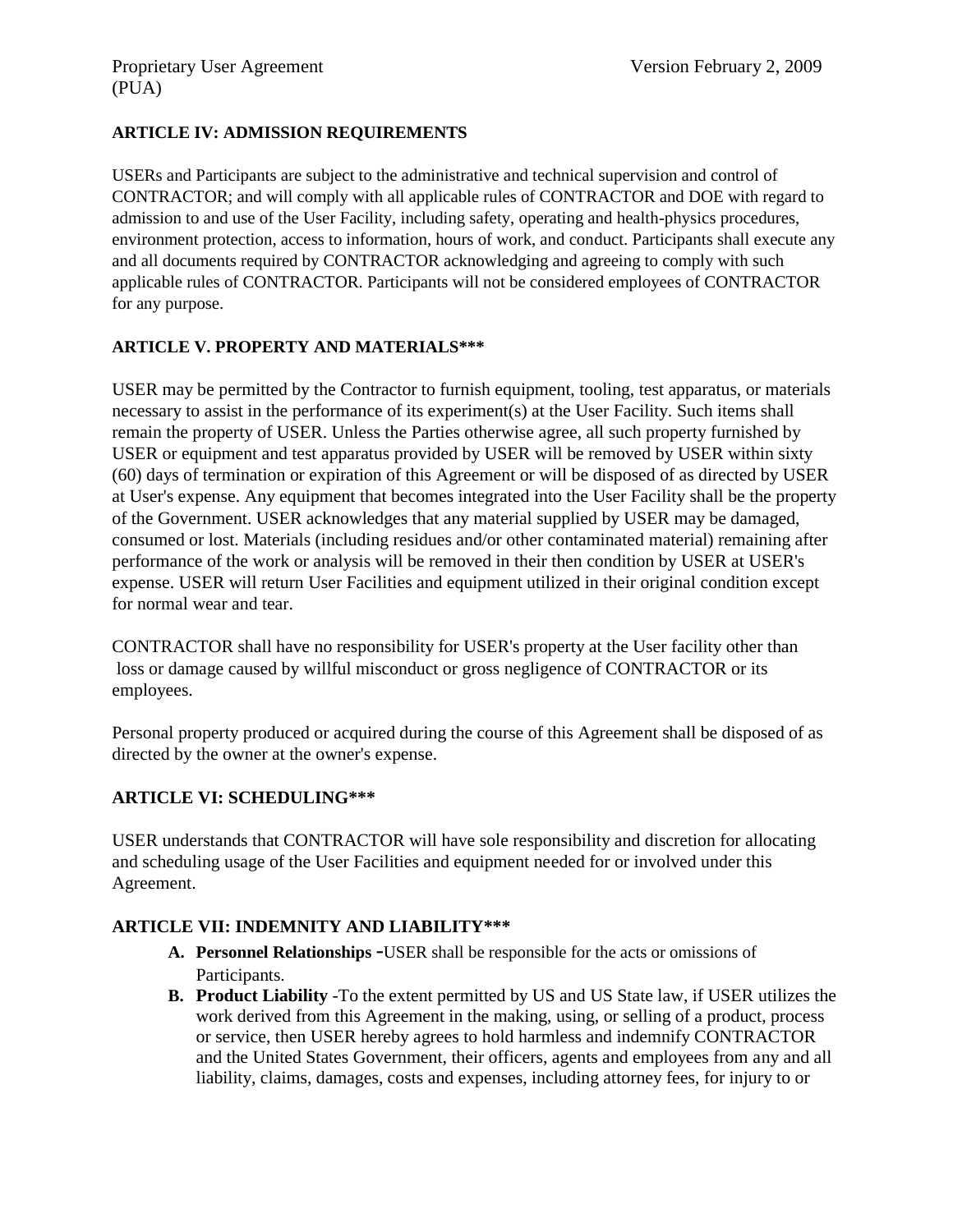## ARTICLE IV: ADMISSION REQUIREMENTS

USERs and Participants are subject to the administrative and technical supervision and control of CONTRACTOR; and will comply with all applicable rules of CONTRACTOR and DOE with regard to admission to and use of the User Facility, including safety, operating and health-physics procedures, environment protection, access to information, hours of work, and conduct. Participants shall execute any and all documents required by CONTRACTOR acknowledging and agreeing to comply with such applicable rules of CONTRACTOR. Participants will not be considered employees of CONTRACTOR for any purpose.

## ARTICLE V. PROPERTY AND MATERIALS***

USER may be permitted by the Contractor to furnish equipment, tooling, test apparatus, or materials necessary to assist in the performance of its experiment(s) at the User Facility. Such items shall remain the property of USER. Unless the Parties otherwise agree, all such property furnished by USER or equipment and test apparatus provided by USER will be removed by USER within sixty (60) days of termination or expiration of this Agreement or will be disposed of as directed by USER at User's expense. Any equipment that becomes integrated into the User Facility shall be the property of the Government. USER acknowledges that any material supplied by USER may be damaged, consumed or lost. Materials (including residues and/or other contaminated material) remaining after performance of the work or analysis will be removed in their then condition by USER at USER's expense. USER will return User Facilities and equipment utilized in their original condition except for normal wear and tear.

CONTRACTOR shall have no responsibility for USER's property at the User facility other than loss or damage caused by willful misconduct or gross negligence of CONTRACTOR or its employees.

Personal property produced or acquired during the course of this Agreement shall be disposed of as directed by the owner at the owner's expense.

## ARTICLE VI: SCHEDULING***

USER understands that CONTRACTOR will have sole responsibility and discretion for allocating and scheduling usage of the User Facilities and equipment needed for or involved under this Agreement.

## ARTICLE VII: INDEMNITY AND LIABILITY***

A. **Personnel Relationships** -USER shall be responsible for the acts or omissions of Participants.
B. **Product Liability** -To the extent permitted by US and US State law, if USER utilizes the work derived from this Agreement in the making, using, or selling of a product, process or service, then USER hereby agrees to hold harmless and indemnify CONTRACTOR and the United States Government, their officers, agents and employees from any and all liability, claims, damages, costs and expenses, including attorney fees, for injury to or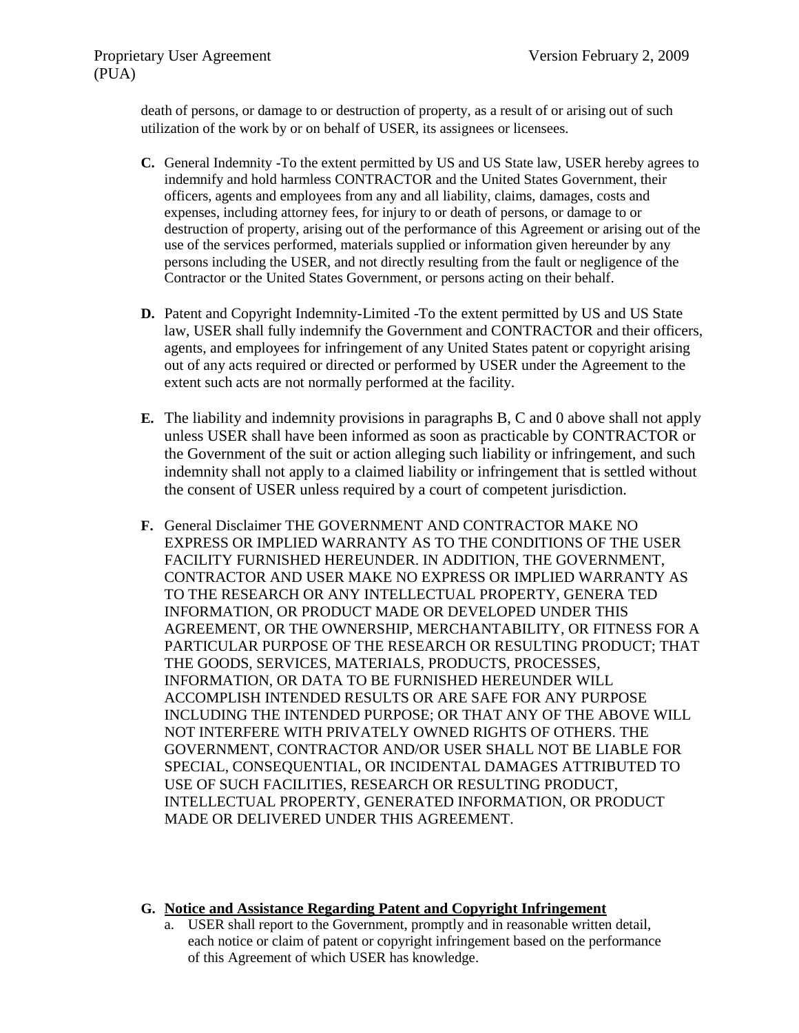death of persons, or damage to or destruction of property, as a result of or arising out of such utilization of the work by or on behalf of USER, its assignees or licensees.

**C.** General Indemnity -To the extent permitted by US and US State law, USER hereby agrees to indemnify and hold harmless CONTRACTOR and the United States Government, their officers, agents and employees from any and all liability, claims, damages, costs and expenses, including attorney fees, for injury to or death of persons, or damage to or destruction of property, arising out of the performance of this Agreement or arising out of the use of the services performed, materials supplied or information given hereunder by any persons including the USER, and not directly resulting from the fault or negligence of the Contractor or the United States Government, or persons acting on their behalf.

**D.** Patent and Copyright Indemnity-Limited -To the extent permitted by US and US State law, USER shall fully indemnify the Government and CONTRACTOR and their officers, agents, and employees for infringement of any United States patent or copyright arising out of any acts required or directed or performed by USER under the Agreement to the extent such acts are not normally performed at the facility.

**E.** The liability and indemnity provisions in paragraphs B, C and 0 above shall not apply unless USER shall have been informed as soon as practicable by CONTRACTOR or the Government of the suit or action alleging such liability or infringement, and such indemnity shall not apply to a claimed liability or infringement that is settled without the consent of USER unless required by a court of competent jurisdiction.

**F.** General Disclaimer THE GOVERNMENT AND CONTRACTOR MAKE NO EXPRESS OR IMPLIED WARRANTY AS TO THE CONDITIONS OF THE USER FACILITY FURNISHED HEREUNDER. IN ADDITION, THE GOVERNMENT, CONTRACTOR AND USER MAKE NO EXPRESS OR IMPLIED WARRANTY AS TO THE RESEARCH OR ANY INTELLECTUAL PROPERTY, GENERA TED INFORMATION, OR PRODUCT MADE OR DEVELOPED UNDER THIS AGREEMENT, OR THE OWNERSHIP, MERCHANTABILITY, OR FITNESS FOR A PARTICULAR PURPOSE OF THE RESEARCH OR RESULTING PRODUCT; THAT THE GOODS, SERVICES, MATERIALS, PRODUCTS, PROCESSES, INFORMATION, OR DATA TO BE FURNISHED HEREUNDER WILL ACCOMPLISH INTENDED RESULTS OR ARE SAFE FOR ANY PURPOSE INCLUDING THE INTENDED PURPOSE; OR THAT ANY OF THE ABOVE WILL NOT INTERFERE WITH PRIVATELY OWNED RIGHTS OF OTHERS. THE GOVERNMENT, CONTRACTOR AND/OR USER SHALL NOT BE LIABLE FOR SPECIAL, CONSEQUENTIAL, OR INCIDENTAL DAMAGES ATTRIBUTED TO USE OF SUCH FACILITIES, RESEARCH OR RESULTING PRODUCT, INTELLECTUAL PROPERTY, GENERATED INFORMATION, OR PRODUCT MADE OR DELIVERED UNDER THIS AGREEMENT.

**G. Notice and Assistance Regarding Patent and Copyright Infringement**

a. USER shall report to the Government, promptly and in reasonable written detail, each notice or claim of patent or copyright infringement based on the performance of this Agreement of which USER has knowledge.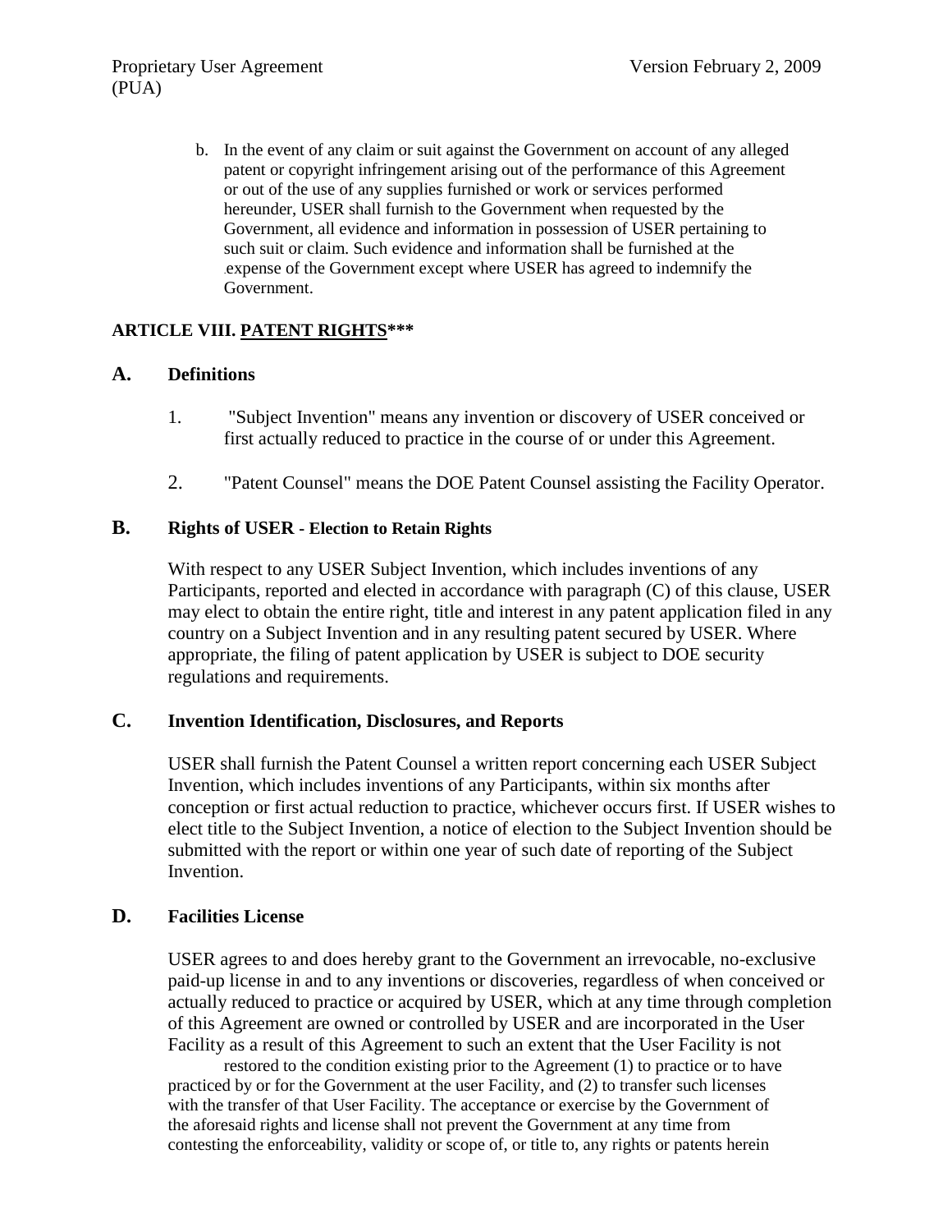b. In the event of any claim or suit against the Government on account of any alleged patent or copyright infringement arising out of the performance of this Agreement or out of the use of any supplies furnished or work or services performed hereunder, USER shall furnish to the Government when requested by the Government, all evidence and information in possession of USER pertaining to such suit or claim. Such evidence and information shall be furnished at the expense of the Government except where USER has agreed to indemnify the Government.

### ARTICLE VIII. PATENT RIGHTS***

### A. Definitions

1. "Subject Invention" means any invention or discovery of USER conceived or first actually reduced to practice in the course of or under this Agreement.

2. "Patent Counsel" means the DOE Patent Counsel assisting the Facility Operator.

### B. Rights of USER - Election to Retain Rights

With respect to any USER Subject Invention, which includes inventions of any Participants, reported and elected in accordance with paragraph (C) of this clause, USER may elect to obtain the entire right, title and interest in any patent application filed in any country on a Subject Invention and in any resulting patent secured by USER. Where appropriate, the filing of patent application by USER is subject to DOE security regulations and requirements.

### C. Invention Identification, Disclosures, and Reports

USER shall furnish the Patent Counsel a written report concerning each USER Subject Invention, which includes inventions of any Participants, within six months after conception or first actual reduction to practice, whichever occurs first. If USER wishes to elect title to the Subject Invention, a notice of election to the Subject Invention should be submitted with the report or within one year of such date of reporting of the Subject Invention.

### D. Facilities License

USER agrees to and does hereby grant to the Government an irrevocable, no-exclusive paid-up license in and to any inventions or discoveries, regardless of when conceived or actually reduced to practice or acquired by USER, which at any time through completion of this Agreement are owned or controlled by USER and are incorporated in the User Facility as a result of this Agreement to such an extent that the User Facility is not restored to the condition existing prior to the Agreement (1) to practice or to have practiced by or for the Government at the user Facility, and (2) to transfer such licenses with the transfer of that User Facility. The acceptance or exercise by the Government of the aforesaid rights and license shall not prevent the Government at any time from contesting the enforceability, validity or scope of, or title to, any rights or patents herein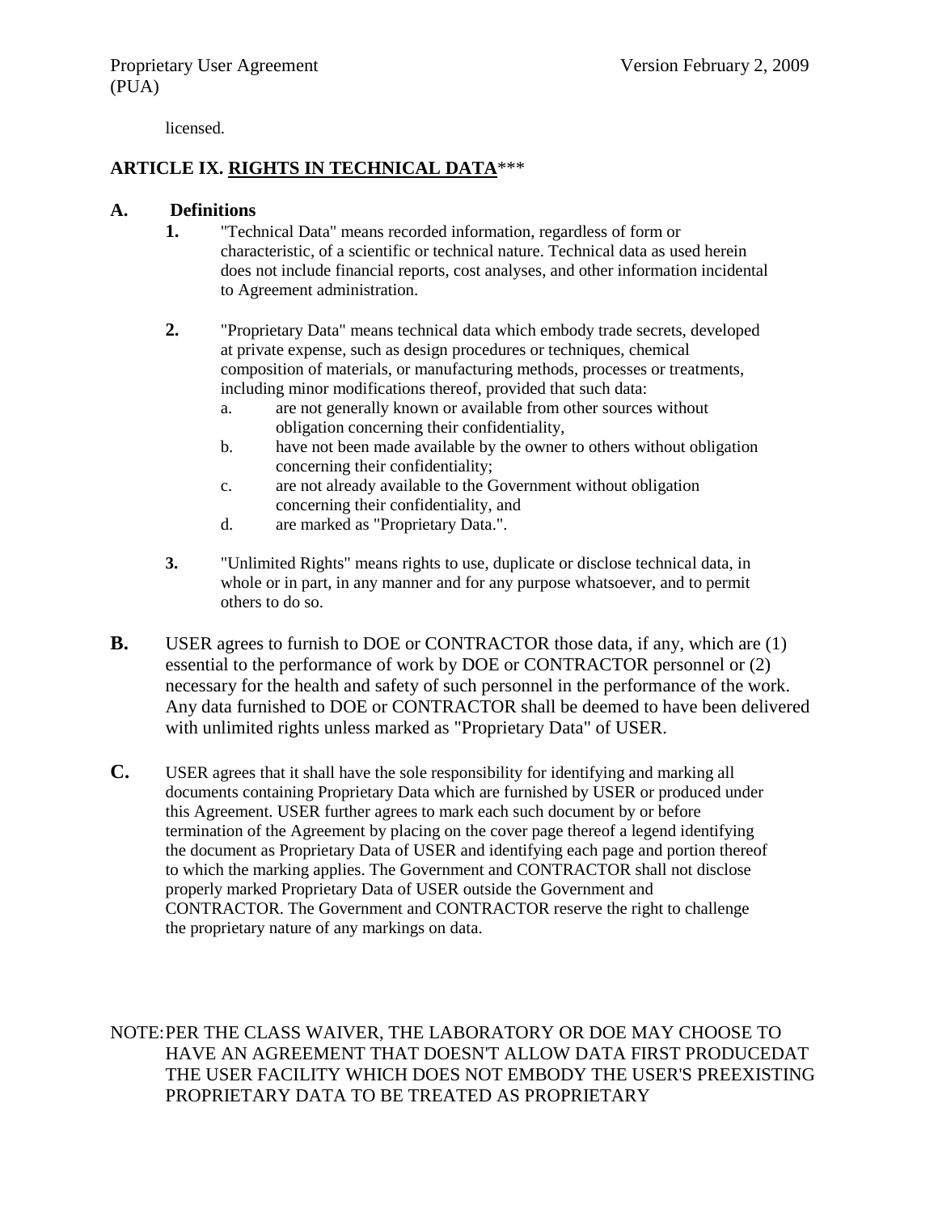licensed.

## ARTICLE IX. RIGHTS IN TECHNICAL DATA***

### A. Definitions

1. "Technical Data" means recorded information, regardless of form or characteristic, of a scientific or technical nature. Technical data as used herein does not include financial reports, cost analyses, and other information incidental to Agreement administration.

2. "Proprietary Data" means technical data which embody trade secrets, developed at private expense, such as design procedures or techniques, chemical composition of materials, or manufacturing methods, processes or treatments, including minor modifications thereof, provided that such data:
   a. are not generally known or available from other sources without obligation concerning their confidentiality,
   b. have not been made available by the owner to others without obligation concerning their confidentiality;
   c. are not already available to the Government without obligation concerning their confidentiality, and
   d. are marked as "Proprietary Data.".

3. "Unlimited Rights" means rights to use, duplicate or disclose technical data, in whole or in part, in any manner and for any purpose whatsoever, and to permit others to do so.

**B.** USER agrees to furnish to DOE or CONTRACTOR those data, if any, which are (1) essential to the performance of work by DOE or CONTRACTOR personnel or (2) necessary for the health and safety of such personnel in the performance of the work. Any data furnished to DOE or CONTRACTOR shall be deemed to have been delivered with unlimited rights unless marked as "Proprietary Data" of USER.

**C.** USER agrees that it shall have the sole responsibility for identifying and marking all documents containing Proprietary Data which are furnished by USER or produced under this Agreement. USER further agrees to mark each such document by or before termination of the Agreement by placing on the cover page thereof a legend identifying the document as Proprietary Data of USER and identifying each page and portion thereof to which the marking applies. The Government and CONTRACTOR shall not disclose properly marked Proprietary Data of USER outside the Government and CONTRACTOR. The Government and CONTRACTOR reserve the right to challenge the proprietary nature of any markings on data.

NOTE: PER THE CLASS WAIVER, THE LABORATORY OR DOE MAY CHOOSE TO HAVE AN AGREEMENT THAT DOESN'T ALLOW DATA FIRST PRODUCEDAT THE USER FACILITY WHICH DOES NOT EMBODY THE USER'S PREEXISTING PROPRIETARY DATA TO BE TREATED AS PROPRIETARY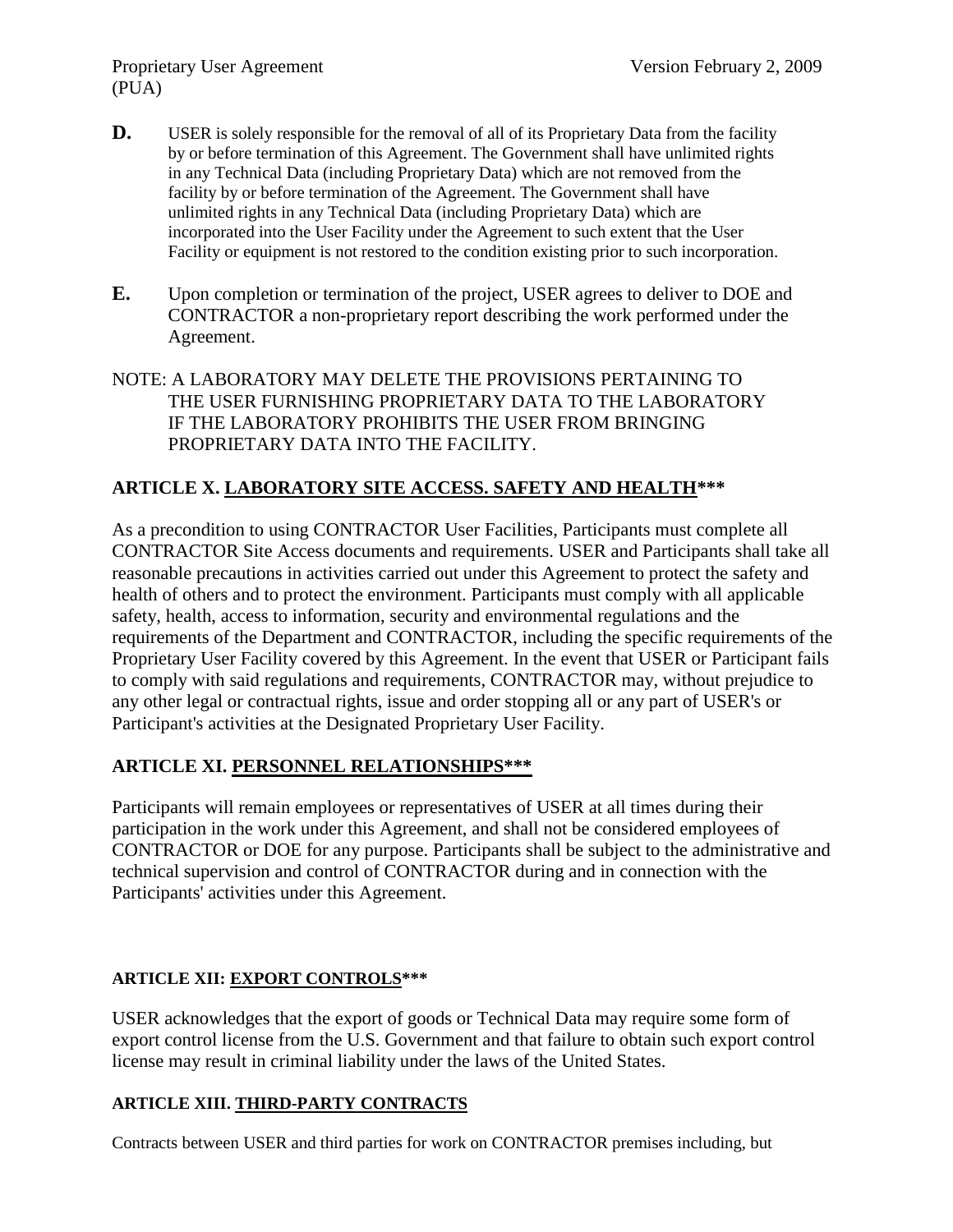**D.** USER is solely responsible for the removal of all of its Proprietary Data from the facility by or before termination of this Agreement. The Government shall have unlimited rights in any Technical Data (including Proprietary Data) which are not removed from the facility by or before termination of the Agreement. The Government shall have unlimited rights in any Technical Data (including Proprietary Data) which are incorporated into the User Facility under the Agreement to such extent that the User Facility or equipment is not restored to the condition existing prior to such incorporation.

**E.** Upon completion or termination of the project, USER agrees to deliver to DOE and CONTRACTOR a non-proprietary report describing the work performed under the Agreement.

NOTE: A LABORATORY MAY DELETE THE PROVISIONS PERTAINING TO THE USER FURNISHING PROPRIETARY DATA TO THE LABORATORY IF THE LABORATORY PROHIBITS THE USER FROM BRINGING PROPRIETARY DATA INTO THE FACILITY.

## ARTICLE X. LABORATORY SITE ACCESS. SAFETY AND HEALTH***

As a precondition to using CONTRACTOR User Facilities, Participants must complete all CONTRACTOR Site Access documents and requirements. USER and Participants shall take all reasonable precautions in activities carried out under this Agreement to protect the safety and health of others and to protect the environment. Participants must comply with all applicable safety, health, access to information, security and environmental regulations and the requirements of the Department and CONTRACTOR, including the specific requirements of the Proprietary User Facility covered by this Agreement. In the event that USER or Participant fails to comply with said regulations and requirements, CONTRACTOR may, without prejudice to any other legal or contractual rights, issue and order stopping all or any part of USER's or Participant's activities at the Designated Proprietary User Facility.

## ARTICLE XI. PERSONNEL RELATIONSHIPS***

Participants will remain employees or representatives of USER at all times during their participation in the work under this Agreement, and shall not be considered employees of CONTRACTOR or DOE for any purpose. Participants shall be subject to the administrative and technical supervision and control of CONTRACTOR during and in connection with the Participants' activities under this Agreement.

## ARTICLE XII: EXPORT CONTROLS***

USER acknowledges that the export of goods or Technical Data may require some form of export control license from the U.S. Government and that failure to obtain such export control license may result in criminal liability under the laws of the United States.

## ARTICLE XIII. THIRD-PARTY CONTRACTS

Contracts between USER and third parties for work on CONTRACTOR premises including, but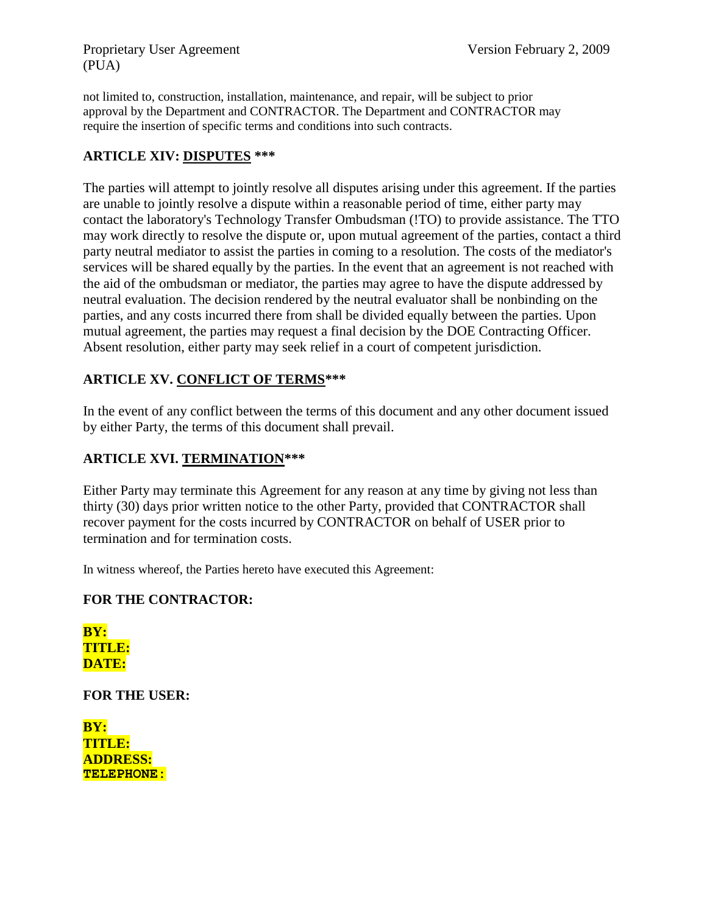not limited to, construction, installation, maintenance, and repair, will be subject to prior approval by the Department and CONTRACTOR. The Department and CONTRACTOR may require the insertion of specific terms and conditions into such contracts.

## ARTICLE XIV: DISPUTES ***

The parties will attempt to jointly resolve all disputes arising under this agreement. If the parties are unable to jointly resolve a dispute within a reasonable period of time, either party may contact the laboratory's Technology Transfer Ombudsman (!TO) to provide assistance. The TTO may work directly to resolve the dispute or, upon mutual agreement of the parties, contact a third party neutral mediator to assist the parties in coming to a resolution. The costs of the mediator's services will be shared equally by the parties. In the event that an agreement is not reached with the aid of the ombudsman or mediator, the parties may agree to have the dispute addressed by neutral evaluation. The decision rendered by the neutral evaluator shall be nonbinding on the parties, and any costs incurred there from shall be divided equally between the parties. Upon mutual agreement, the parties may request a final decision by the DOE Contracting Officer. Absent resolution, either party may seek relief in a court of competent jurisdiction.

## ARTICLE XV. CONFLICT OF TERMS***

In the event of any conflict between the terms of this document and any other document issued by either Party, the terms of this document shall prevail.

## ARTICLE XVI. TERMINATION***

Either Party may terminate this Agreement for any reason at any time by giving not less than thirty (30) days prior written notice to the other Party, provided that CONTRACTOR shall recover payment for the costs incurred by CONTRACTOR on behalf of USER prior to termination and for termination costs.

In witness whereof, the Parties hereto have executed this Agreement:

**FOR THE CONTRACTOR:**

**BY:**
**TITLE:**
**DATE:**

**FOR THE USER:**

**BY:**
**TITLE:**
**ADDRESS:**
**TELEPHONE:**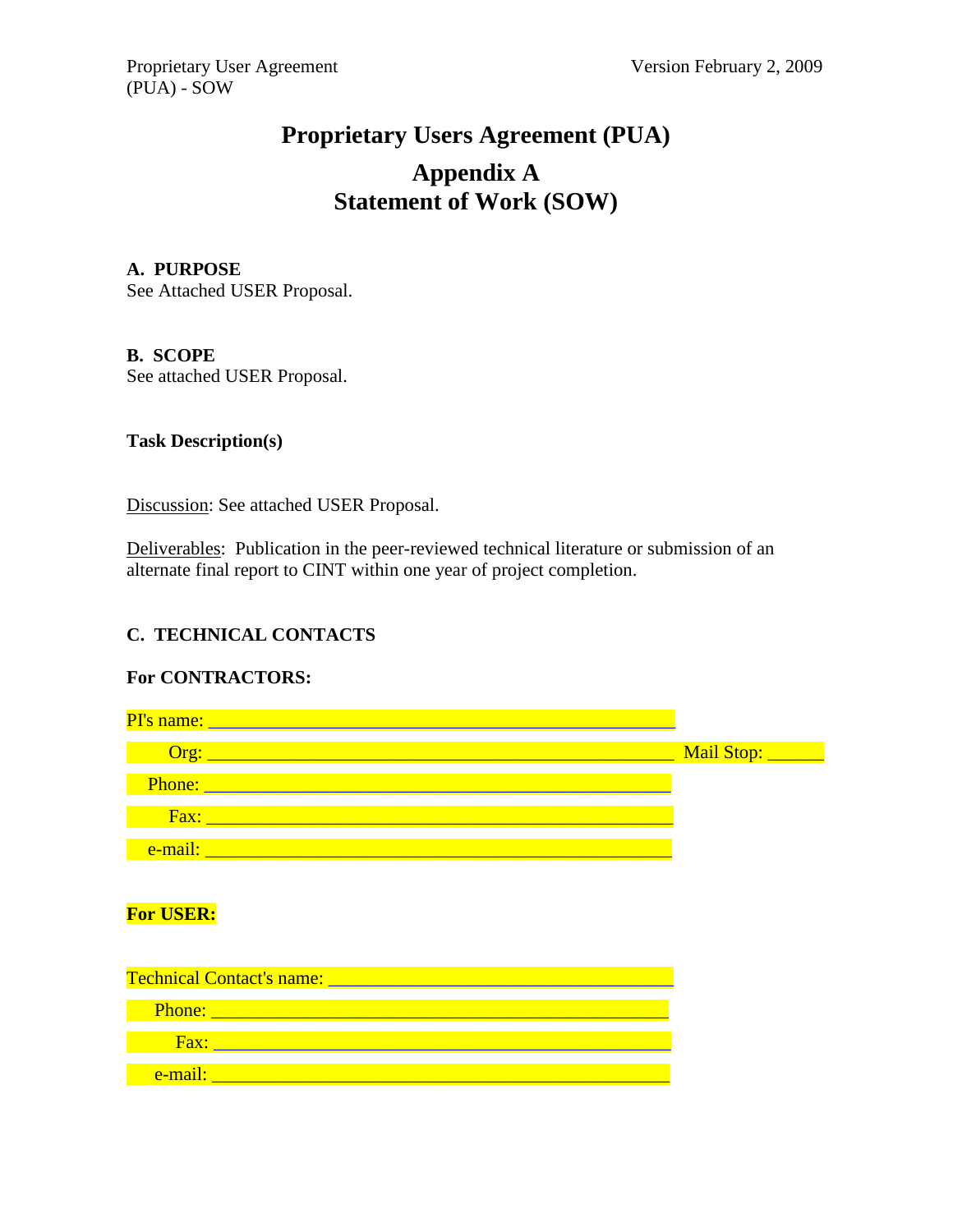# Proprietary Users Agreement (PUA)

## Appendix A
## Statement of Work (SOW)

**A. PURPOSE**
See Attached USER Proposal.

**B. SCOPE**
See attached USER Proposal.

**Task Description(s)**

Discussion: See attached USER Proposal.

Deliverables: Publication in the peer-reviewed technical literature or submission of an alternate final report to CINT within one year of project completion.

**C. TECHNICAL CONTACTS**

**For CONTRACTORS:**

PI's name: ____________________________________________

Org: ____________________________________________ Mail Stop: ______

Phone: ____________________________________________

Fax: ____________________________________________

e-mail: ____________________________________________

**For USER:**

Technical Contact's name: ______________________________

Phone: ____________________________________________

Fax: ____________________________________________

e-mail: ____________________________________________